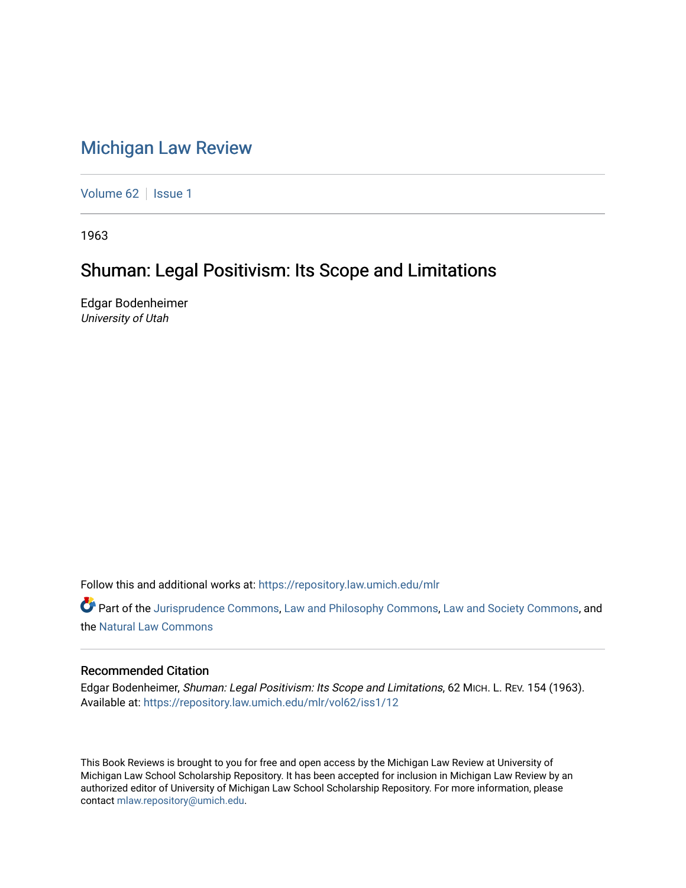# Michigan Law Review

Volume 62 | Issue 1

1963

## Shuman: Legal Positivism: Its Scope and Limitations

Edgar Bodenheimer
*University of Utah*

Follow this and additional works at: https://repository.law.umich.edu/mlr

Part of the Jurisprudence Commons, Law and Philosophy Commons, Law and Society Commons, and the Natural Law Commons

### Recommended Citation

Edgar Bodenheimer, *Shuman: Legal Positivism: Its Scope and Limitations*, 62 MICH. L. REV. 154 (1963).
Available at: https://repository.law.umich.edu/mlr/vol62/iss1/12

This Book Reviews is brought to you for free and open access by the Michigan Law Review at University of Michigan Law School Scholarship Repository. It has been accepted for inclusion in Michigan Law Review by an authorized editor of University of Michigan Law School Scholarship Repository. For more information, please contact mlaw.repository@umich.edu.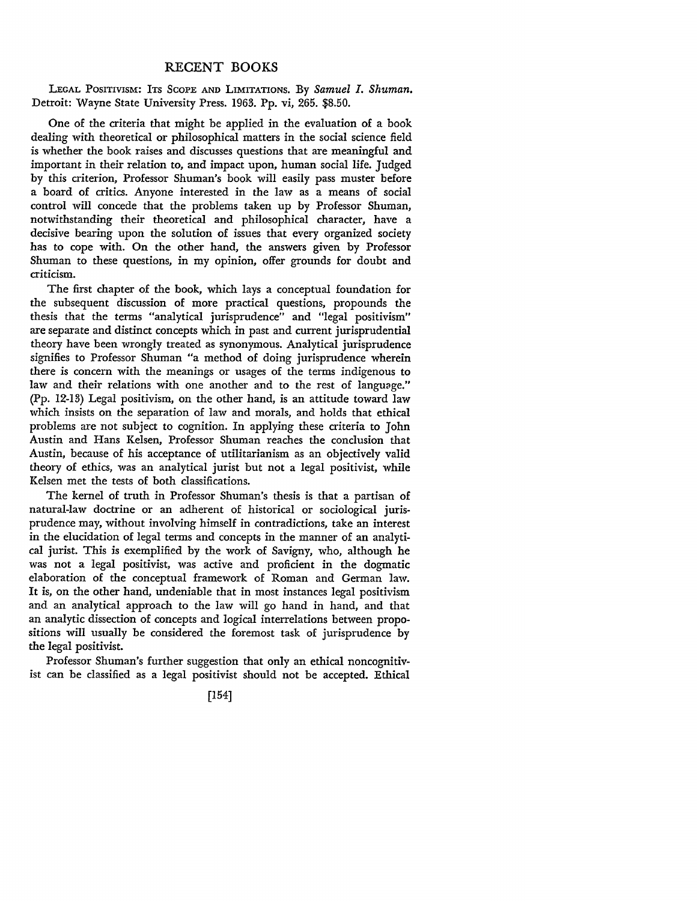# RECENT BOOKS

LEGAL POSITIVISM: ITS SCOPE AND LIMITATIONS. By *Samuel I. Shuman.* Detroit: Wayne State University Press. 1963. Pp. vi, 265. $8.50.

One of the criteria that might be applied in the evaluation of a book dealing with theoretical or philosophical matters in the social science field is whether the book raises and discusses questions that are meaningful and important in their relation to, and impact upon, human social life. Judged by this criterion, Professor Shuman's book will easily pass muster before a board of critics. Anyone interested in the law as a means of social control will concede that the problems taken up by Professor Shuman, notwithstanding their theoretical and philosophical character, have a decisive bearing upon the solution of issues that every organized society has to cope with. On the other hand, the answers given by Professor Shuman to these questions, in my opinion, offer grounds for doubt and criticism.

The first chapter of the book, which lays a conceptual foundation for the subsequent discussion of more practical questions, propounds the thesis that the terms "analytical jurisprudence" and "legal positivism" are separate and distinct concepts which in past and current jurisprudential theory have been wrongly treated as synonymous. Analytical jurisprudence signifies to Professor Shuman "a method of doing jurisprudence wherein there is concern with the meanings or usages of the terms indigenous to law and their relations with one another and to the rest of language." (Pp. 12-13) Legal positivism, on the other hand, is an attitude toward law which insists on the separation of law and morals, and holds that ethical problems are not subject to cognition. In applying these criteria to John Austin and Hans Kelsen, Professor Shuman reaches the conclusion that Austin, because of his acceptance of utilitarianism as an objectively valid theory of ethics, was an analytical jurist but not a legal positivist, while Kelsen met the tests of both classifications.

The kernel of truth in Professor Shuman's thesis is that a partisan of natural-law doctrine or an adherent of historical or sociological jurisprudence may, without involving himself in contradictions, take an interest in the elucidation of legal terms and concepts in the manner of an analytical jurist. This is exemplified by the work of Savigny, who, although he was not a legal positivist, was active and proficient in the dogmatic elaboration of the conceptual framework of Roman and German law. It is, on the other hand, undeniable that in most instances legal positivism and an analytical approach to the law will go hand in hand, and that an analytic dissection of concepts and logical interrelations between propositions will usually be considered the foremost task of jurisprudence by the legal positivist.

Professor Shuman's further suggestion that only an ethical noncognitivist can be classified as a legal positivist should not be accepted. Ethical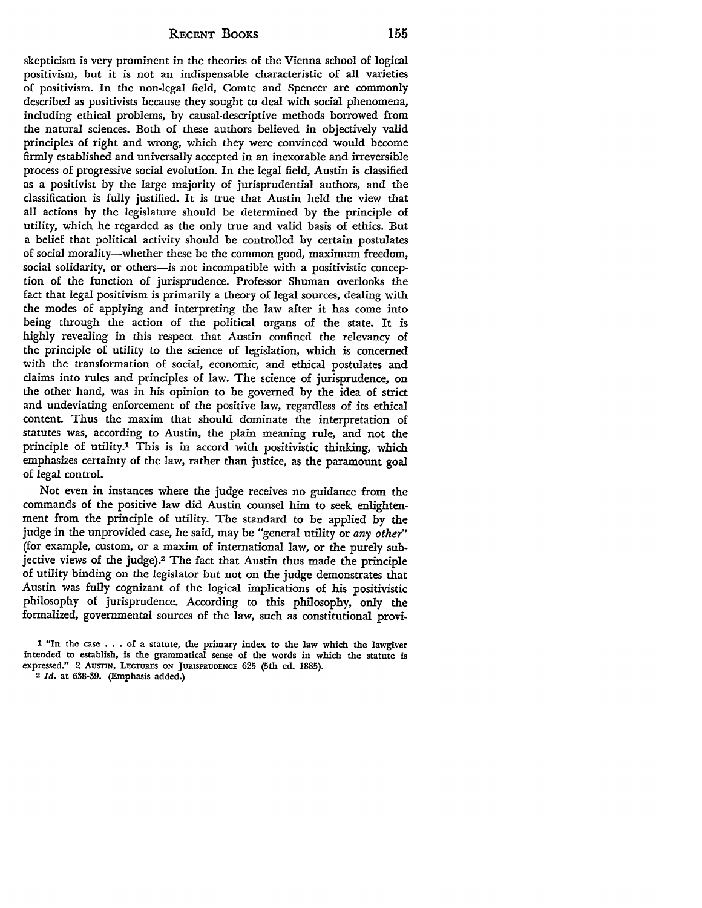skepticism is very prominent in the theories of the Vienna school of logical positivism, but it is not an indispensable characteristic of all varieties of positivism. In the non-legal field, Comte and Spencer are commonly described as positivists because they sought to deal with social phenomena, including ethical problems, by causal-descriptive methods borrowed from the natural sciences. Both of these authors believed in objectively valid principles of right and wrong, which they were convinced would become firmly established and universally accepted in an inexorable and irreversible process of progressive social evolution. In the legal field, Austin is classified as a positivist by the large majority of jurisprudential authors, and the classification is fully justified. It is true that Austin held the view that all actions by the legislature should be determined by the principle of utility, which he regarded as the only true and valid basis of ethics. But a belief that political activity should be controlled by certain postulates of social morality—whether these be the common good, maximum freedom, social solidarity, or others—is not incompatible with a positivistic conception of the function of jurisprudence. Professor Shuman overlooks the fact that legal positivism is primarily a theory of legal sources, dealing with the modes of applying and interpreting the law after it has come into being through the action of the political organs of the state. It is highly revealing in this respect that Austin confined the relevancy of the principle of utility to the science of legislation, which is concerned with the transformation of social, economic, and ethical postulates and claims into rules and principles of law. The science of jurisprudence, on the other hand, was in his opinion to be governed by the idea of strict and undeviating enforcement of the positive law, regardless of its ethical content. Thus the maxim that should dominate the interpretation of statutes was, according to Austin, the plain meaning rule, and not the principle of utility.[1] This is in accord with positivistic thinking, which emphasizes certainty of the law, rather than justice, as the paramount goal of legal control.

Not even in instances where the judge receives no guidance from the commands of the positive law did Austin counsel him to seek enlightenment from the principle of utility. The standard to be applied by the judge in the unprovided case, he said, may be "general utility or *any other*" (for example, custom, or a maxim of international law, or the purely subjective views of the judge).[2] The fact that Austin thus made the principle of utility binding on the legislator but not on the judge demonstrates that Austin was fully cognizant of the logical implications of his positivistic philosophy of jurisprudence. According to this philosophy, only the formalized, governmental sources of the law, such as constitutional provi-

[1] "In the case . . . of a statute, the primary index to the law which the lawgiver intended to establish, is the grammatical sense of the words in which the statute is expressed." 2 AUSTIN, LECTURES ON JURISPRUDENCE 625 (5th ed. 1885).

[2] *Id.* at 638-39. (Emphasis added.)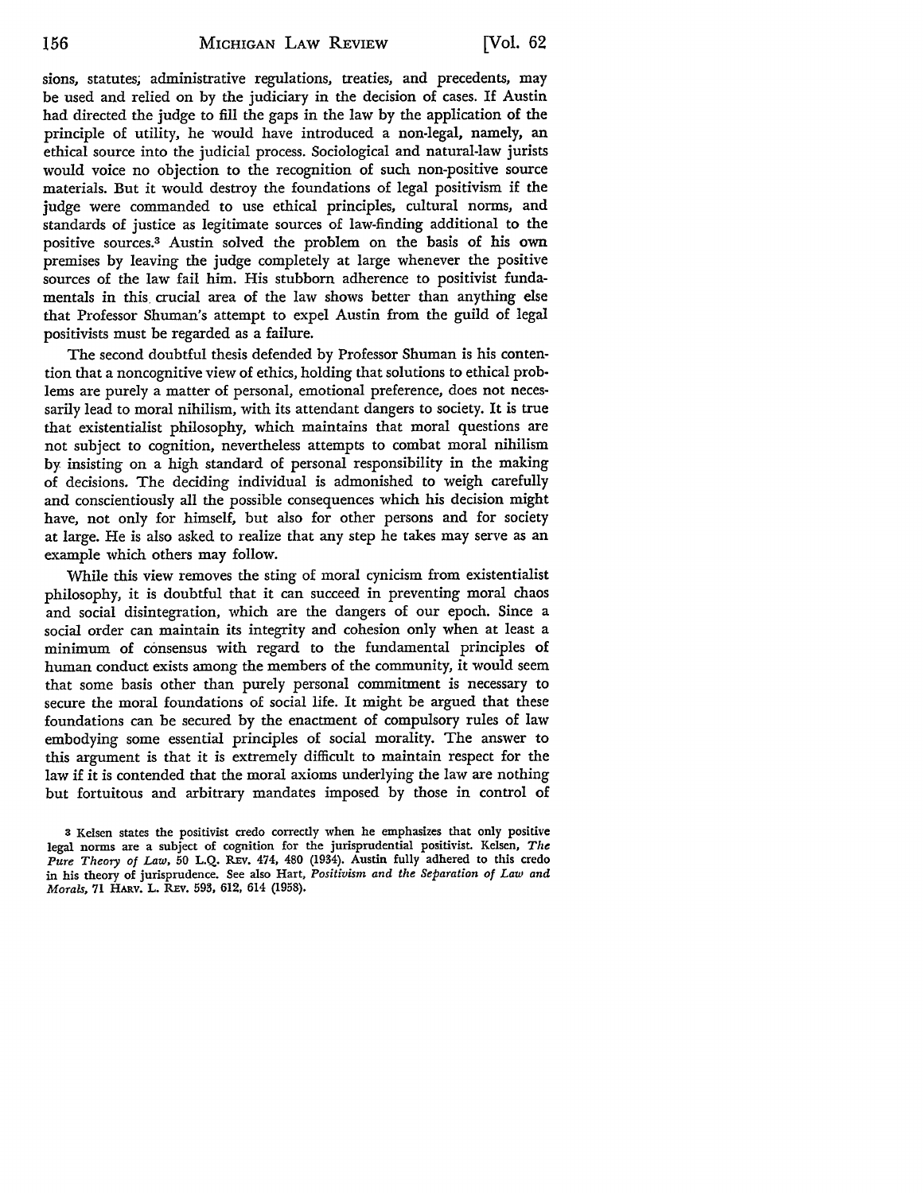sions, statutes, administrative regulations, treaties, and precedents, may be used and relied on by the judiciary in the decision of cases. If Austin had directed the judge to fill the gaps in the law by the application of the principle of utility, he would have introduced a non-legal, namely, an ethical source into the judicial process. Sociological and natural-law jurists would voice no objection to the recognition of such non-positive source materials. But it would destroy the foundations of legal positivism if the judge were commanded to use ethical principles, cultural norms, and standards of justice as legitimate sources of law-finding additional to the positive sources.[3] Austin solved the problem on the basis of his own premises by leaving the judge completely at large whenever the positive sources of the law fail him. His stubborn adherence to positivist fundamentals in this crucial area of the law shows better than anything else that Professor Shuman's attempt to expel Austin from the guild of legal positivists must be regarded as a failure.

The second doubtful thesis defended by Professor Shuman is his contention that a noncognitive view of ethics, holding that solutions to ethical problems are purely a matter of personal, emotional preference, does not necessarily lead to moral nihilism, with its attendant dangers to society. It is true that existentialist philosophy, which maintains that moral questions are not subject to cognition, nevertheless attempts to combat moral nihilism by insisting on a high standard of personal responsibility in the making of decisions. The deciding individual is admonished to weigh carefully and conscientiously all the possible consequences which his decision might have, not only for himself, but also for other persons and for society at large. He is also asked to realize that any step he takes may serve as an example which others may follow.

While this view removes the sting of moral cynicism from existentialist philosophy, it is doubtful that it can succeed in preventing moral chaos and social disintegration, which are the dangers of our epoch. Since a social order can maintain its integrity and cohesion only when at least a minimum of consensus with regard to the fundamental principles of human conduct exists among the members of the community, it would seem that some basis other than purely personal commitment is necessary to secure the moral foundations of social life. It might be argued that these foundations can be secured by the enactment of compulsory rules of law embodying some essential principles of social morality. The answer to this argument is that it is extremely difficult to maintain respect for the law if it is contended that the moral axioms underlying the law are nothing but fortuitous and arbitrary mandates imposed by those in control of

[3] Kelsen states the positivist credo correctly when he emphasizes that only positive legal norms are a subject of cognition for the jurisprudential positivist. Kelsen, *The Pure Theory of Law*, 50 L.Q. REV. 474, 480 (1934). Austin fully adhered to this credo in his theory of jurisprudence. See also Hart, *Positivism and the Separation of Law and Morals*, 71 HARV. L. REV. 593, 612, 614 (1958).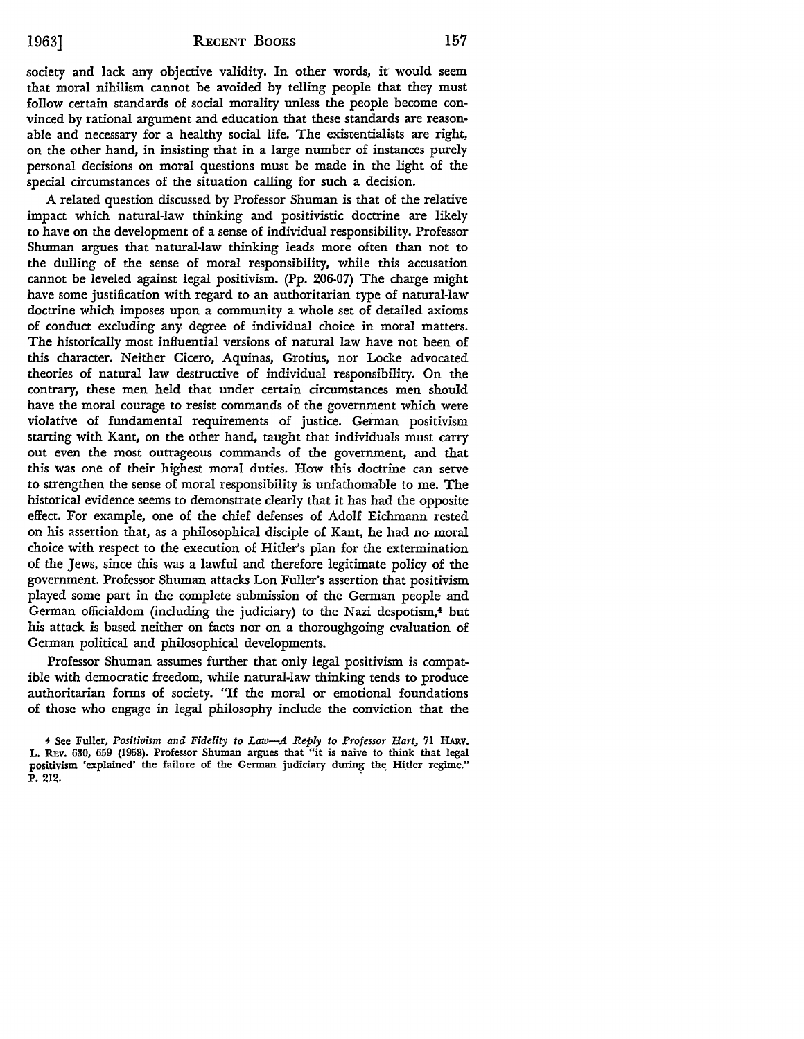society and lack any objective validity. In other words, it would seem that moral nihilism cannot be avoided by telling people that they must follow certain standards of social morality unless the people become convinced by rational argument and education that these standards are reasonable and necessary for a healthy social life. The existentialists are right, on the other hand, in insisting that in a large number of instances purely personal decisions on moral questions must be made in the light of the special circumstances of the situation calling for such a decision.

A related question discussed by Professor Shuman is that of the relative impact which natural-law thinking and positivistic doctrine are likely to have on the development of a sense of individual responsibility. Professor Shuman argues that natural-law thinking leads more often than not to the dulling of the sense of moral responsibility, while this accusation cannot be leveled against legal positivism. (Pp. 206-07) The charge might have some justification with regard to an authoritarian type of natural-law doctrine which imposes upon a community a whole set of detailed axioms of conduct excluding any degree of individual choice in moral matters. The historically most influential versions of natural law have not been of this character. Neither Cicero, Aquinas, Grotius, nor Locke advocated theories of natural law destructive of individual responsibility. On the contrary, these men held that under certain circumstances men should have the moral courage to resist commands of the government which were violative of fundamental requirements of justice. German positivism starting with Kant, on the other hand, taught that individuals must carry out even the most outrageous commands of the government, and that this was one of their highest moral duties. How this doctrine can serve to strengthen the sense of moral responsibility is unfathomable to me. The historical evidence seems to demonstrate clearly that it has had the opposite effect. For example, one of the chief defenses of Adolf Eichmann rested on his assertion that, as a philosophical disciple of Kant, he had no moral choice with respect to the execution of Hitler's plan for the extermination of the Jews, since this was a lawful and therefore legitimate policy of the government. Professor Shuman attacks Lon Fuller's assertion that positivism played some part in the complete submission of the German people and German officialdom (including the judiciary) to the Nazi despotism,[4] but his attack is based neither on facts nor on a thoroughgoing evaluation of German political and philosophical developments.

Professor Shuman assumes further that only legal positivism is compatible with democratic freedom, while natural-law thinking tends to produce authoritarian forms of society. "If the moral or emotional foundations of those who engage in legal philosophy include the conviction that the

[4] See Fuller, *Positivism and Fidelity to Law—A Reply to Professor Hart*, 71 HARV. L. REV. 630, 659 (1958). Professor Shuman argues that "it is naive to think that legal positivism 'explained' the failure of the German judiciary during the Hitler regime." P. 212.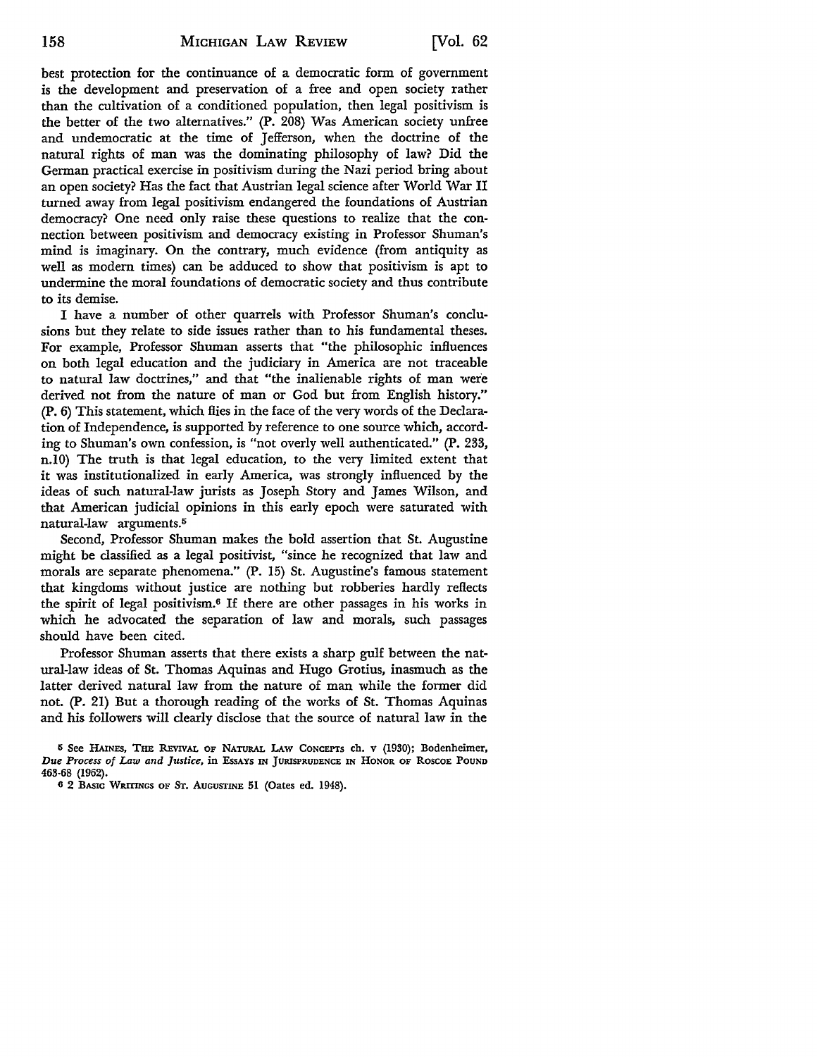best protection for the continuance of a democratic form of government is the development and preservation of a free and open society rather than the cultivation of a conditioned population, then legal positivism is the better of the two alternatives." (P. 208) Was American society unfree and undemocratic at the time of Jefferson, when the doctrine of the natural rights of man was the dominating philosophy of law? Did the German practical exercise in positivism during the Nazi period bring about an open society? Has the fact that Austrian legal science after World War II turned away from legal positivism endangered the foundations of Austrian democracy? One need only raise these questions to realize that the connection between positivism and democracy existing in Professor Shuman's mind is imaginary. On the contrary, much evidence (from antiquity as well as modern times) can be adduced to show that positivism is apt to undermine the moral foundations of democratic society and thus contribute to its demise.

I have a number of other quarrels with Professor Shuman's conclusions but they relate to side issues rather than to his fundamental theses. For example, Professor Shuman asserts that "the philosophic influences on both legal education and the judiciary in America are not traceable to natural law doctrines," and that "the inalienable rights of man were derived not from the nature of man or God but from English history." (P. 6) This statement, which flies in the face of the very words of the Declaration of Independence, is supported by reference to one source which, according to Shuman's own confession, is "not overly well authenticated." (P. 233, n.10) The truth is that legal education, to the very limited extent that it was institutionalized in early America, was strongly influenced by the ideas of such natural-law jurists as Joseph Story and James Wilson, and that American judicial opinions in this early epoch were saturated with natural-law arguments.[5]

Second, Professor Shuman makes the bold assertion that St. Augustine might be classified as a legal positivist, "since he recognized that law and morals are separate phenomena." (P. 15) St. Augustine's famous statement that kingdoms without justice are nothing but robberies hardly reflects the spirit of legal positivism.[6] If there are other passages in his works in which he advocated the separation of law and morals, such passages should have been cited.

Professor Shuman asserts that there exists a sharp gulf between the natural-law ideas of St. Thomas Aquinas and Hugo Grotius, inasmuch as the latter derived natural law from the nature of man while the former did not. (P. 21) But a thorough reading of the works of St. Thomas Aquinas and his followers will clearly disclose that the source of natural law in the

[5] See HAINES, THE REVIVAL OF NATURAL LAW CONCEPTS ch. v (1930); Bodenheimer, *Due Process of Law and Justice*, in ESSAYS IN JURISPRUDENCE IN HONOR OF ROSCOE POUND 463-68 (1962).

[6] 2 BASIC WRITINGS OF ST. AUGUSTINE 51 (Oates ed. 1948).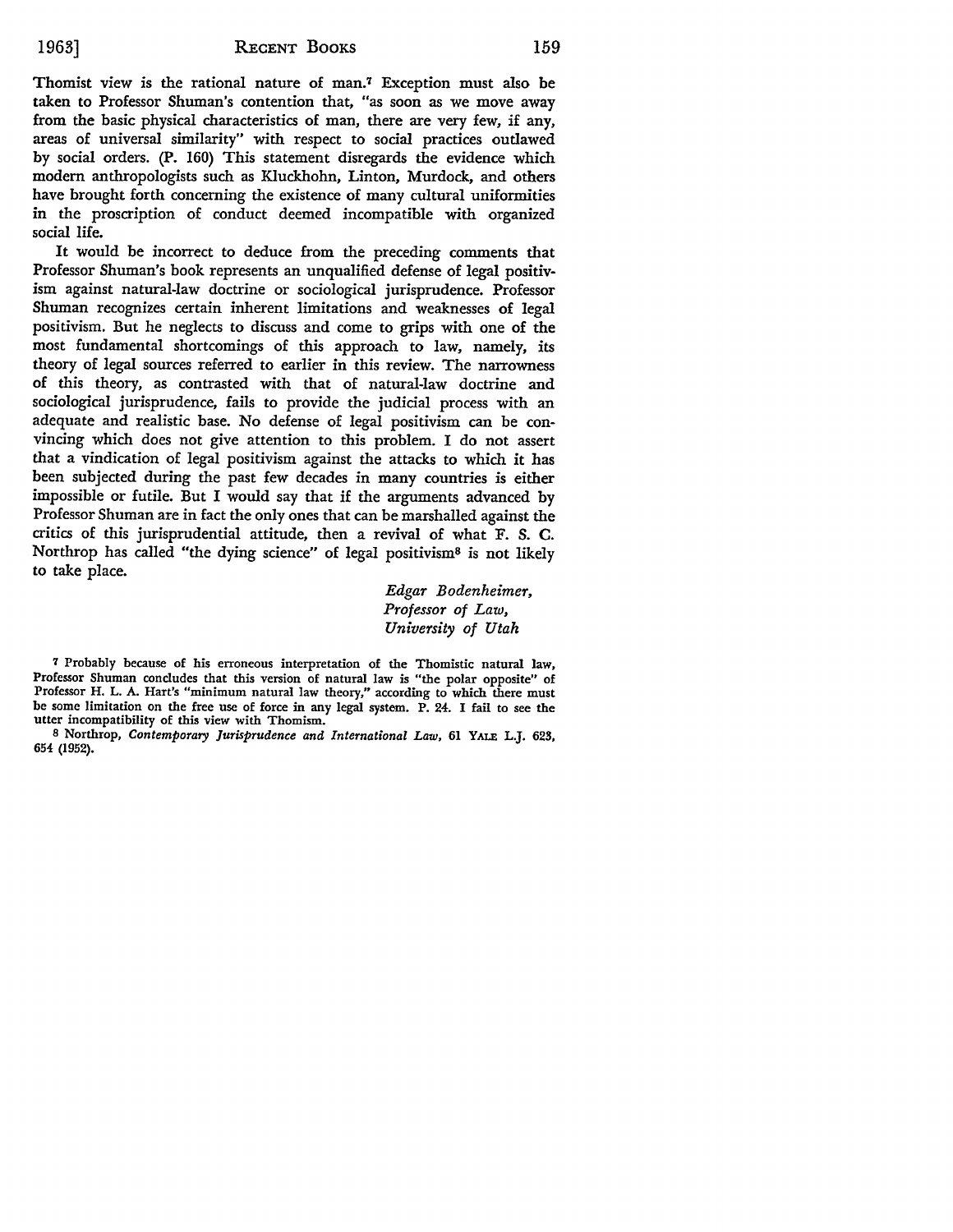Thomist view is the rational nature of man.[7] Exception must also be taken to Professor Shuman's contention that, "as soon as we move away from the basic physical characteristics of man, there are very few, if any, areas of universal similarity" with respect to social practices outlawed by social orders. (P. 160) This statement disregards the evidence which modern anthropologists such as Kluckhohn, Linton, Murdock, and others have brought forth concerning the existence of many cultural uniformities in the proscription of conduct deemed incompatible with organized social life.

It would be incorrect to deduce from the preceding comments that Professor Shuman's book represents an unqualified defense of legal positivism against natural-law doctrine or sociological jurisprudence. Professor Shuman recognizes certain inherent limitations and weaknesses of legal positivism. But he neglects to discuss and come to grips with one of the most fundamental shortcomings of this approach to law, namely, its theory of legal sources referred to earlier in this review. The narrowness of this theory, as contrasted with that of natural-law doctrine and sociological jurisprudence, fails to provide the judicial process with an adequate and realistic base. No defense of legal positivism can be convincing which does not give attention to this problem. I do not assert that a vindication of legal positivism against the attacks to which it has been subjected during the past few decades in many countries is either impossible or futile. But I would say that if the arguments advanced by Professor Shuman are in fact the only ones that can be marshalled against the critics of this jurisprudential attitude, then a revival of what F. S. C. Northrop has called "the dying science" of legal positivism[8] is not likely to take place.

*Edgar Bodenheimer,*
*Professor of Law,*
*University of Utah*

[7] Probably because of his erroneous interpretation of the Thomistic natural law, Professor Shuman concludes that this version of natural law is "the polar opposite" of Professor H. L. A. Hart's "minimum natural law theory," according to which there must be some limitation on the free use of force in any legal system. P. 24. I fail to see the utter incompatibility of this view with Thomism.

[8] Northrop, *Contemporary Jurisprudence and International Law*, 61 YALE L.J. 623, 654 (1952).